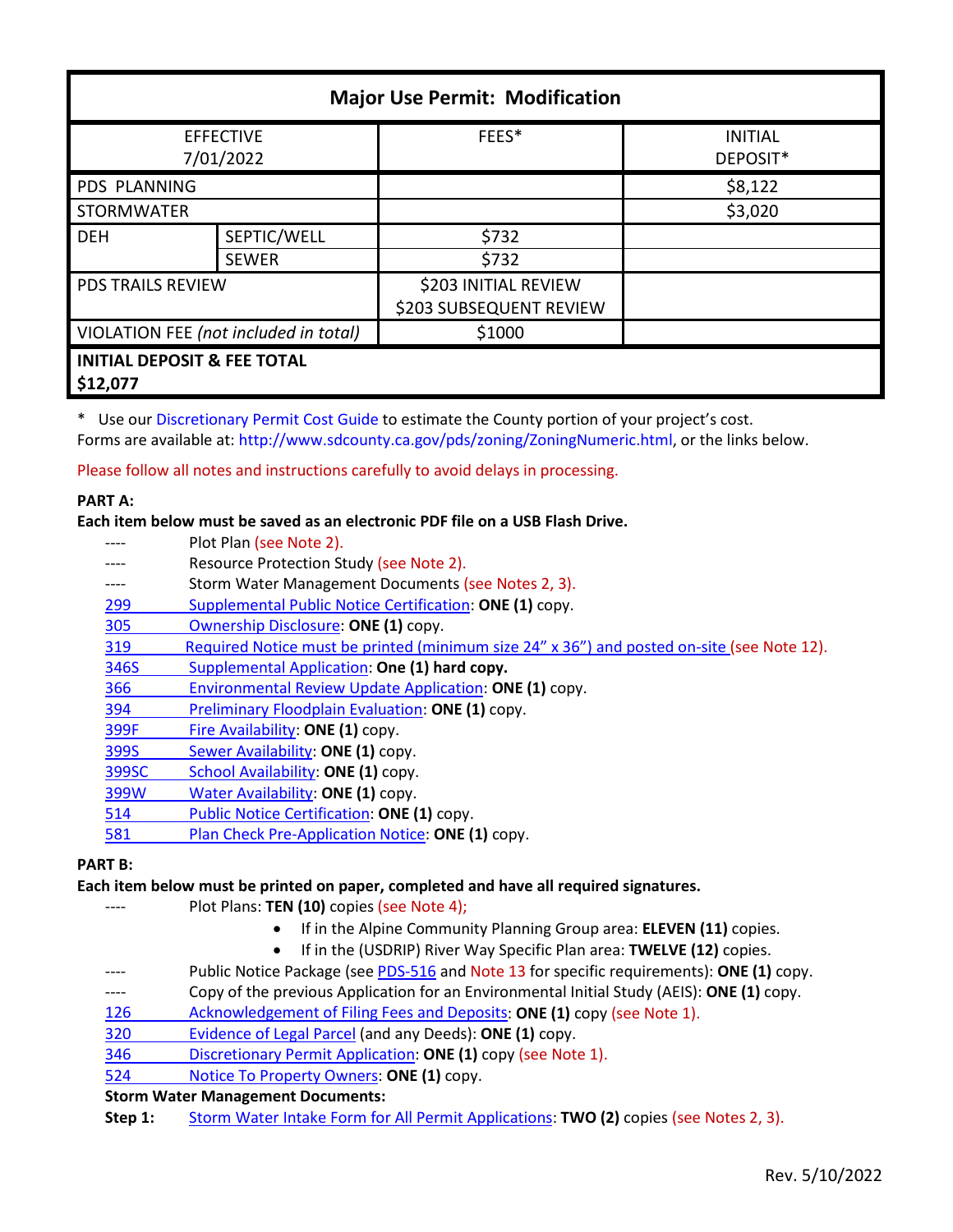| Major Use Permit: Modification | | | |
|---|---|---|---|
| EFFECTIVE 7/01/2022 | | FEES* | INITIAL DEPOSIT* |
| PDS PLANNING | | | $8,122 |
| STORMWATER | | | $3,020 |
| DEH | SEPTIC/WELL | $732 | |
| | SEWER | $732 | |
| PDS TRAILS REVIEW | | $203 INITIAL REVIEW<br>$203 SUBSEQUENT REVIEW | |
| VIOLATION FEE *(not included in total)* | | $1000 | |
| **INITIAL DEPOSIT & FEE TOTAL $12,077** | | | |

\* Use our Discretionary Permit Cost Guide to estimate the County portion of your project's cost.
Forms are available at: http://www.sdcounty.ca.gov/pds/zoning/ZoningNumeric.html, or the links below.

Please follow all notes and instructions carefully to avoid delays in processing.

**PART A:**

**Each item below must be saved as an electronic PDF file on a USB Flash Drive.**

- ---- Plot Plan (see Note 2).
- ---- Resource Protection Study (see Note 2).
- ---- Storm Water Management Documents (see Notes 2, 3).
- 299 Supplemental Public Notice Certification: **ONE (1)** copy.
- 305 Ownership Disclosure: **ONE (1)** copy.
- 319 Required Notice must be printed (minimum size 24" x 36") and posted on-site (see Note 12).
- 346S Supplemental Application: **One (1) hard copy.**
- 366 Environmental Review Update Application: **ONE (1)** copy.
- 394 Preliminary Floodplain Evaluation: **ONE (1)** copy.
- 399F Fire Availability: **ONE (1)** copy.
- 399S Sewer Availability: **ONE (1)** copy.
- 399SC School Availability: **ONE (1)** copy.
- 399W Water Availability: **ONE (1)** copy.
- 514 Public Notice Certification: **ONE (1)** copy.
- 581 Plan Check Pre-Application Notice: **ONE (1)** copy.

**PART B:**

**Each item below must be printed on paper, completed and have all required signatures.**

- ---- Plot Plans: **TEN (10)** copies (see Note 4);
  - If in the Alpine Community Planning Group area: **ELEVEN (11)** copies.
  - If in the (USDRIP) River Way Specific Plan area: **TWELVE (12)** copies.
- ---- Public Notice Package (see PDS-516 and Note 13 for specific requirements): **ONE (1)** copy.
- ---- Copy of the previous Application for an Environmental Initial Study (AEIS): **ONE (1)** copy.
- 126 Acknowledgement of Filing Fees and Deposits: **ONE (1)** copy (see Note 1).
- 320 Evidence of Legal Parcel (and any Deeds): **ONE (1)** copy.
- 346 Discretionary Permit Application: **ONE (1)** copy (see Note 1).
- 524 Notice To Property Owners: **ONE (1)** copy.

**Storm Water Management Documents:**

**Step 1:** Storm Water Intake Form for All Permit Applications: **TWO (2)** copies (see Notes 2, 3).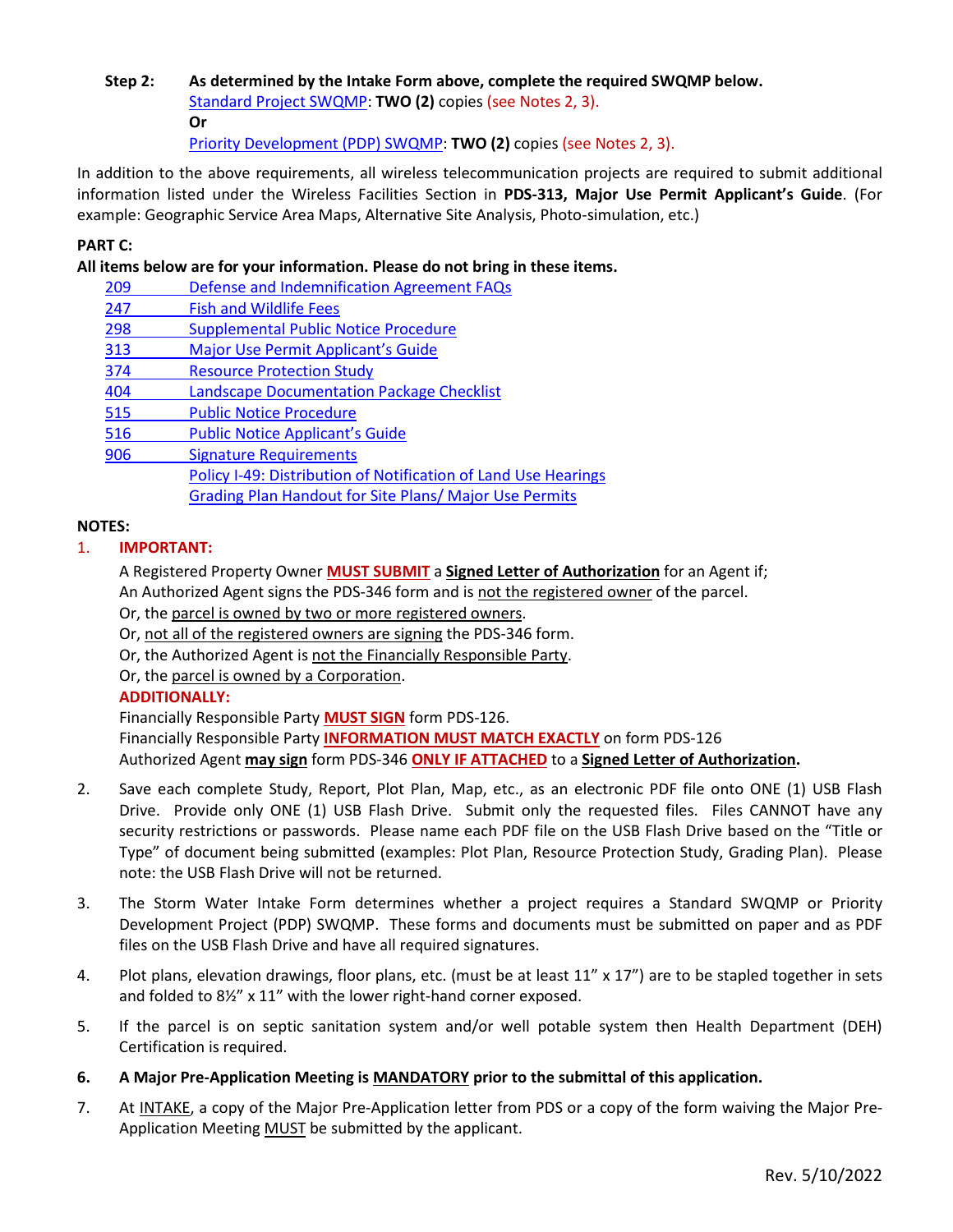**Step 2:** **As determined by the Intake Form above, complete the required SWQMP below.**
Standard Project SWQMP: **TWO (2)** copies (see Notes 2, 3).
**Or**
Priority Development (PDP) SWQMP: **TWO (2)** copies (see Notes 2, 3).

In addition to the above requirements, all wireless telecommunication projects are required to submit additional information listed under the Wireless Facilities Section in **PDS-313, Major Use Permit Applicant's Guide**. (For example: Geographic Service Area Maps, Alternative Site Analysis, Photo-simulation, etc.)

**PART C:**

**All items below are for your information. Please do not bring in these items.**

- 209 Defense and Indemnification Agreement FAQs
- 247 Fish and Wildlife Fees
- 298 Supplemental Public Notice Procedure
- 313 Major Use Permit Applicant's Guide
- 374 Resource Protection Study
- 404 Landscape Documentation Package Checklist
- 515 Public Notice Procedure
- 516 Public Notice Applicant's Guide
- 906 Signature Requirements
- Policy I-49: Distribution of Notification of Land Use Hearings
- Grading Plan Handout for Site Plans/ Major Use Permits

**NOTES:**

1. **IMPORTANT:**
   A Registered Property Owner **MUST SUBMIT** a **Signed Letter of Authorization** for an Agent if;
   An Authorized Agent signs the PDS-346 form and is not the registered owner of the parcel.
   Or, the parcel is owned by two or more registered owners.
   Or, not all of the registered owners are signing the PDS-346 form.
   Or, the Authorized Agent is not the Financially Responsible Party.
   Or, the parcel is owned by a Corporation.
   **ADDITIONALLY:**
   Financially Responsible Party **MUST SIGN** form PDS-126.
   Financially Responsible Party **INFORMATION MUST MATCH EXACTLY** on form PDS-126
   Authorized Agent **may sign** form PDS-346 **ONLY IF ATTACHED** to a **Signed Letter of Authorization.**

2. Save each complete Study, Report, Plot Plan, Map, etc., as an electronic PDF file onto ONE (1) USB Flash Drive. Provide only ONE (1) USB Flash Drive. Submit only the requested files. Files CANNOT have any security restrictions or passwords. Please name each PDF file on the USB Flash Drive based on the "Title or Type" of document being submitted (examples: Plot Plan, Resource Protection Study, Grading Plan). Please note: the USB Flash Drive will not be returned.

3. The Storm Water Intake Form determines whether a project requires a Standard SWQMP or Priority Development Project (PDP) SWQMP. These forms and documents must be submitted on paper and as PDF files on the USB Flash Drive and have all required signatures.

4. Plot plans, elevation drawings, floor plans, etc. (must be at least 11" x 17") are to be stapled together in sets and folded to 8½" x 11" with the lower right-hand corner exposed.

5. If the parcel is on septic sanitation system and/or well potable system then Health Department (DEH) Certification is required.

6. **A Major Pre-Application Meeting is MANDATORY prior to the submittal of this application.**

7. At INTAKE, a copy of the Major Pre-Application letter from PDS or a copy of the form waiving the Major Pre-Application Meeting MUST be submitted by the applicant.

Rev. 5/10/2022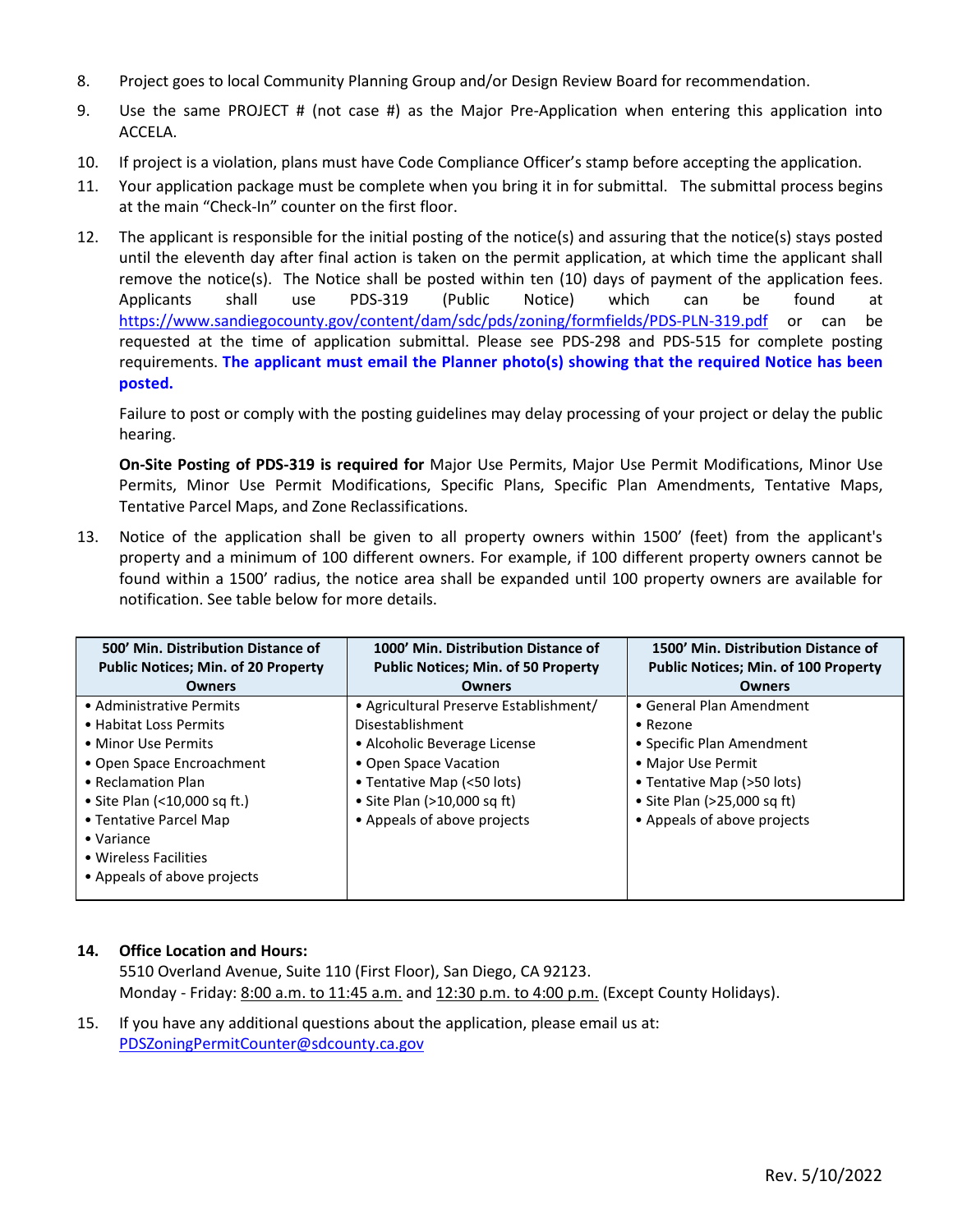8. Project goes to local Community Planning Group and/or Design Review Board for recommendation.

9. Use the same PROJECT # (not case #) as the Major Pre-Application when entering this application into ACCELA.

10. If project is a violation, plans must have Code Compliance Officer's stamp before accepting the application.

11. Your application package must be complete when you bring it in for submittal. The submittal process begins at the main "Check-In" counter on the first floor.

12. The applicant is responsible for the initial posting of the notice(s) and assuring that the notice(s) stays posted until the eleventh day after final action is taken on the permit application, at which time the applicant shall remove the notice(s). The Notice shall be posted within ten (10) days of payment of the application fees. Applicants shall use PDS-319 (Public Notice) which can be found at https://www.sandiegocounty.gov/content/dam/sdc/pds/zoning/formfields/PDS-PLN-319.pdf or can be requested at the time of application submittal. Please see PDS-298 and PDS-515 for complete posting requirements. **The applicant must email the Planner photo(s) showing that the required Notice has been posted.**

    Failure to post or comply with the posting guidelines may delay processing of your project or delay the public hearing.

    **On-Site Posting of PDS-319 is required for** Major Use Permits, Major Use Permit Modifications, Minor Use Permits, Minor Use Permit Modifications, Specific Plans, Specific Plan Amendments, Tentative Maps, Tentative Parcel Maps, and Zone Reclassifications.

13. Notice of the application shall be given to all property owners within 1500' (feet) from the applicant's property and a minimum of 100 different owners. For example, if 100 different property owners cannot be found within a 1500' radius, the notice area shall be expanded until 100 property owners are available for notification. See table below for more details.

| 500' Min. Distribution Distance of Public Notices; Min. of 20 Property Owners | 1000' Min. Distribution Distance of Public Notices; Min. of 50 Property Owners | 1500' Min. Distribution Distance of Public Notices; Min. of 100 Property Owners |
|---|---|---|
| • Administrative Permits<br>• Habitat Loss Permits<br>• Minor Use Permits<br>• Open Space Encroachment<br>• Reclamation Plan<br>• Site Plan (<10,000 sq ft.)<br>• Tentative Parcel Map<br>• Variance<br>• Wireless Facilities<br>• Appeals of above projects | • Agricultural Preserve Establishment/ Disestablishment<br>• Alcoholic Beverage License<br>• Open Space Vacation<br>• Tentative Map (<50 lots)<br>• Site Plan (>10,000 sq ft)<br>• Appeals of above projects | • General Plan Amendment<br>• Rezone<br>• Specific Plan Amendment<br>• Major Use Permit<br>• Tentative Map (>50 lots)<br>• Site Plan (>25,000 sq ft)<br>• Appeals of above projects |

14. **Office Location and Hours:**
    5510 Overland Avenue, Suite 110 (First Floor), San Diego, CA 92123.
    Monday - Friday: 8:00 a.m. to 11:45 a.m. and 12:30 p.m. to 4:00 p.m. (Except County Holidays).

15. If you have any additional questions about the application, please email us at:
    PDSZoningPermitCounter@sdcounty.ca.gov

Rev. 5/10/2022